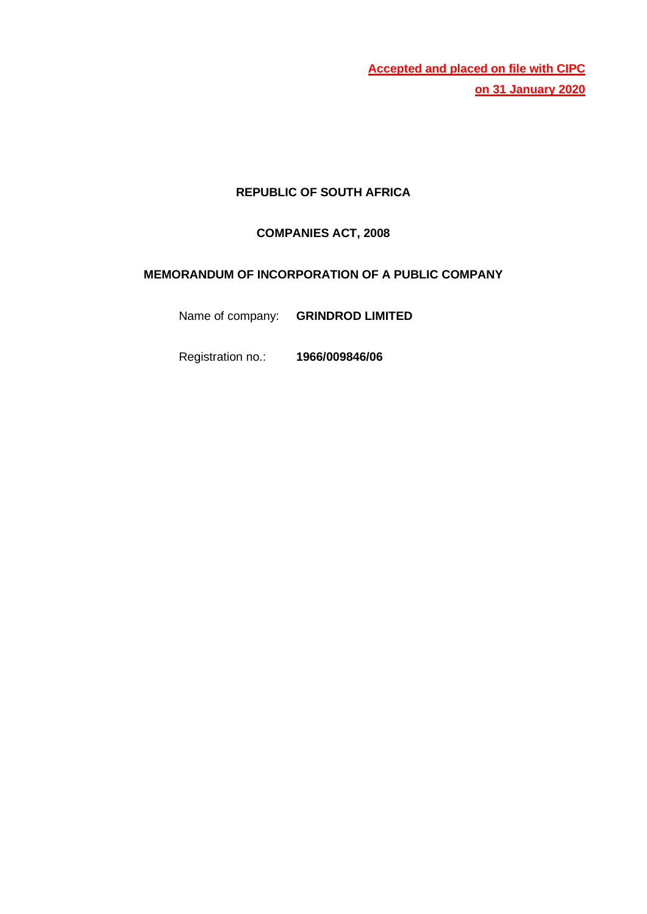**Accepted and placed on file with CIPC**
**on 31 January 2020**

**REPUBLIC OF SOUTH AFRICA**

**COMPANIES ACT, 2008**

**MEMORANDUM OF INCORPORATION OF A PUBLIC COMPANY**

Name of company: **GRINDROD LIMITED**

Registration no.: **1966/009846/06**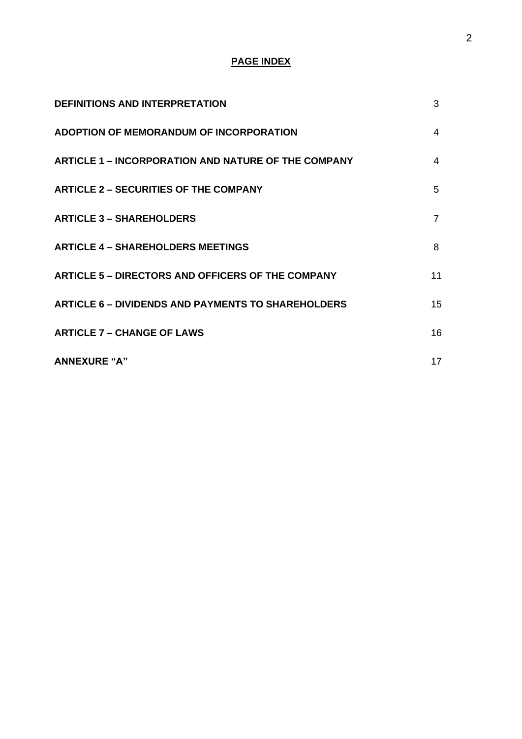## PAGE INDEX

| | |
|---|---|
| **DEFINITIONS AND INTERPRETATION** | 3 |
| **ADOPTION OF MEMORANDUM OF INCORPORATION** | 4 |
| **ARTICLE 1 – INCORPORATION AND NATURE OF THE COMPANY** | 4 |
| **ARTICLE 2 – SECURITIES OF THE COMPANY** | 5 |
| **ARTICLE 3 – SHAREHOLDERS** | 7 |
| **ARTICLE 4 – SHAREHOLDERS MEETINGS** | 8 |
| **ARTICLE 5 – DIRECTORS AND OFFICERS OF THE COMPANY** | 11 |
| **ARTICLE 6 – DIVIDENDS AND PAYMENTS TO SHAREHOLDERS** | 15 |
| **ARTICLE 7 – CHANGE OF LAWS** | 16 |
| **ANNEXURE "A"** | 17 |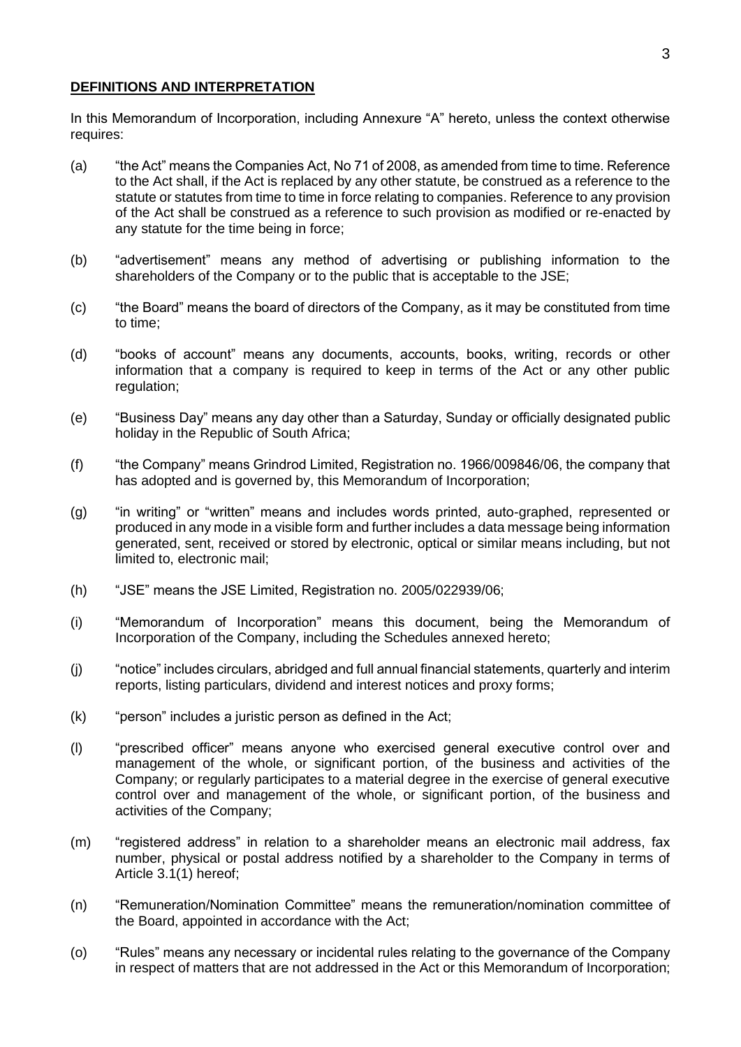## **DEFINITIONS AND INTERPRETATION**

In this Memorandum of Incorporation, including Annexure "A" hereto, unless the context otherwise requires:

(a) "the Act" means the Companies Act, No 71 of 2008, as amended from time to time. Reference to the Act shall, if the Act is replaced by any other statute, be construed as a reference to the statute or statutes from time to time in force relating to companies. Reference to any provision of the Act shall be construed as a reference to such provision as modified or re-enacted by any statute for the time being in force;

(b) "advertisement" means any method of advertising or publishing information to the shareholders of the Company or to the public that is acceptable to the JSE;

(c) "the Board" means the board of directors of the Company, as it may be constituted from time to time;

(d) "books of account" means any documents, accounts, books, writing, records or other information that a company is required to keep in terms of the Act or any other public regulation;

(e) "Business Day" means any day other than a Saturday, Sunday or officially designated public holiday in the Republic of South Africa;

(f) "the Company" means Grindrod Limited, Registration no. 1966/009846/06, the company that has adopted and is governed by, this Memorandum of Incorporation;

(g) "in writing" or "written" means and includes words printed, auto-graphed, represented or produced in any mode in a visible form and further includes a data message being information generated, sent, received or stored by electronic, optical or similar means including, but not limited to, electronic mail;

(h) "JSE" means the JSE Limited, Registration no. 2005/022939/06;

(i) "Memorandum of Incorporation" means this document, being the Memorandum of Incorporation of the Company, including the Schedules annexed hereto;

(j) "notice" includes circulars, abridged and full annual financial statements, quarterly and interim reports, listing particulars, dividend and interest notices and proxy forms;

(k) "person" includes a juristic person as defined in the Act;

(l) "prescribed officer" means anyone who exercised general executive control over and management of the whole, or significant portion, of the business and activities of the Company; or regularly participates to a material degree in the exercise of general executive control over and management of the whole, or significant portion, of the business and activities of the Company;

(m) "registered address" in relation to a shareholder means an electronic mail address, fax number, physical or postal address notified by a shareholder to the Company in terms of Article 3.1(1) hereof;

(n) "Remuneration/Nomination Committee" means the remuneration/nomination committee of the Board, appointed in accordance with the Act;

(o) "Rules" means any necessary or incidental rules relating to the governance of the Company in respect of matters that are not addressed in the Act or this Memorandum of Incorporation;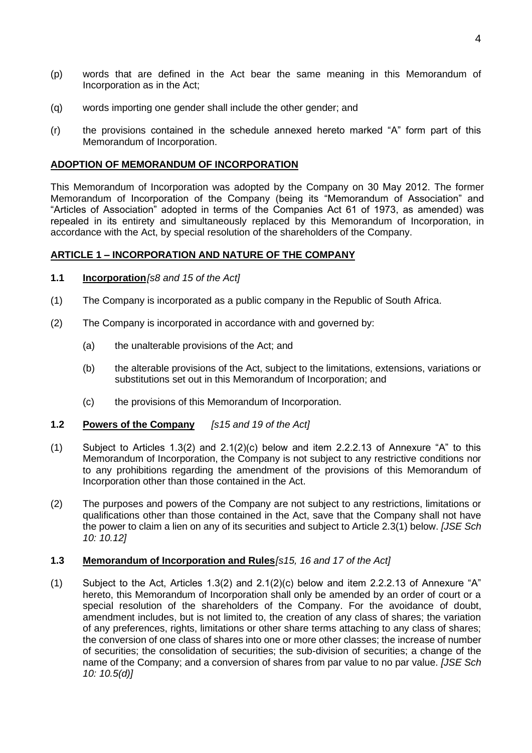(p) words that are defined in the Act bear the same meaning in this Memorandum of Incorporation as in the Act;

(q) words importing one gender shall include the other gender; and

(r) the provisions contained in the schedule annexed hereto marked "A" form part of this Memorandum of Incorporation.

## ADOPTION OF MEMORANDUM OF INCORPORATION

This Memorandum of Incorporation was adopted by the Company on 30 May 2012. The former Memorandum of Incorporation of the Company (being its "Memorandum of Association" and "Articles of Association" adopted in terms of the Companies Act 61 of 1973, as amended) was repealed in its entirety and simultaneously replaced by this Memorandum of Incorporation, in accordance with the Act, by special resolution of the shareholders of the Company.

## ARTICLE 1 – INCORPORATION AND NATURE OF THE COMPANY

### 1.1 Incorporation *[s8 and 15 of the Act]*

(1) The Company is incorporated as a public company in the Republic of South Africa.

(2) The Company is incorporated in accordance with and governed by:

   (a) the unalterable provisions of the Act; and

   (b) the alterable provisions of the Act, subject to the limitations, extensions, variations or substitutions set out in this Memorandum of Incorporation; and

   (c) the provisions of this Memorandum of Incorporation.

### 1.2 Powers of the Company *[s15 and 19 of the Act]*

(1) Subject to Articles 1.3(2) and 2.1(2)(c) below and item 2.2.2.13 of Annexure "A" to this Memorandum of Incorporation, the Company is not subject to any restrictive conditions nor to any prohibitions regarding the amendment of the provisions of this Memorandum of Incorporation other than those contained in the Act.

(2) The purposes and powers of the Company are not subject to any restrictions, limitations or qualifications other than those contained in the Act, save that the Company shall not have the power to claim a lien on any of its securities and subject to Article 2.3(1) below. *[JSE Sch 10: 10.12]*

### 1.3 Memorandum of Incorporation and Rules *[s15, 16 and 17 of the Act]*

(1) Subject to the Act, Articles 1.3(2) and 2.1(2)(c) below and item 2.2.2.13 of Annexure "A" hereto, this Memorandum of Incorporation shall only be amended by an order of court or a special resolution of the shareholders of the Company. For the avoidance of doubt, amendment includes, but is not limited to, the creation of any class of shares; the variation of any preferences, rights, limitations or other share terms attaching to any class of shares; the conversion of one class of shares into one or more other classes; the increase of number of securities; the consolidation of securities; the sub-division of securities; a change of the name of the Company; and a conversion of shares from par value to no par value. *[JSE Sch 10: 10.5(d)]*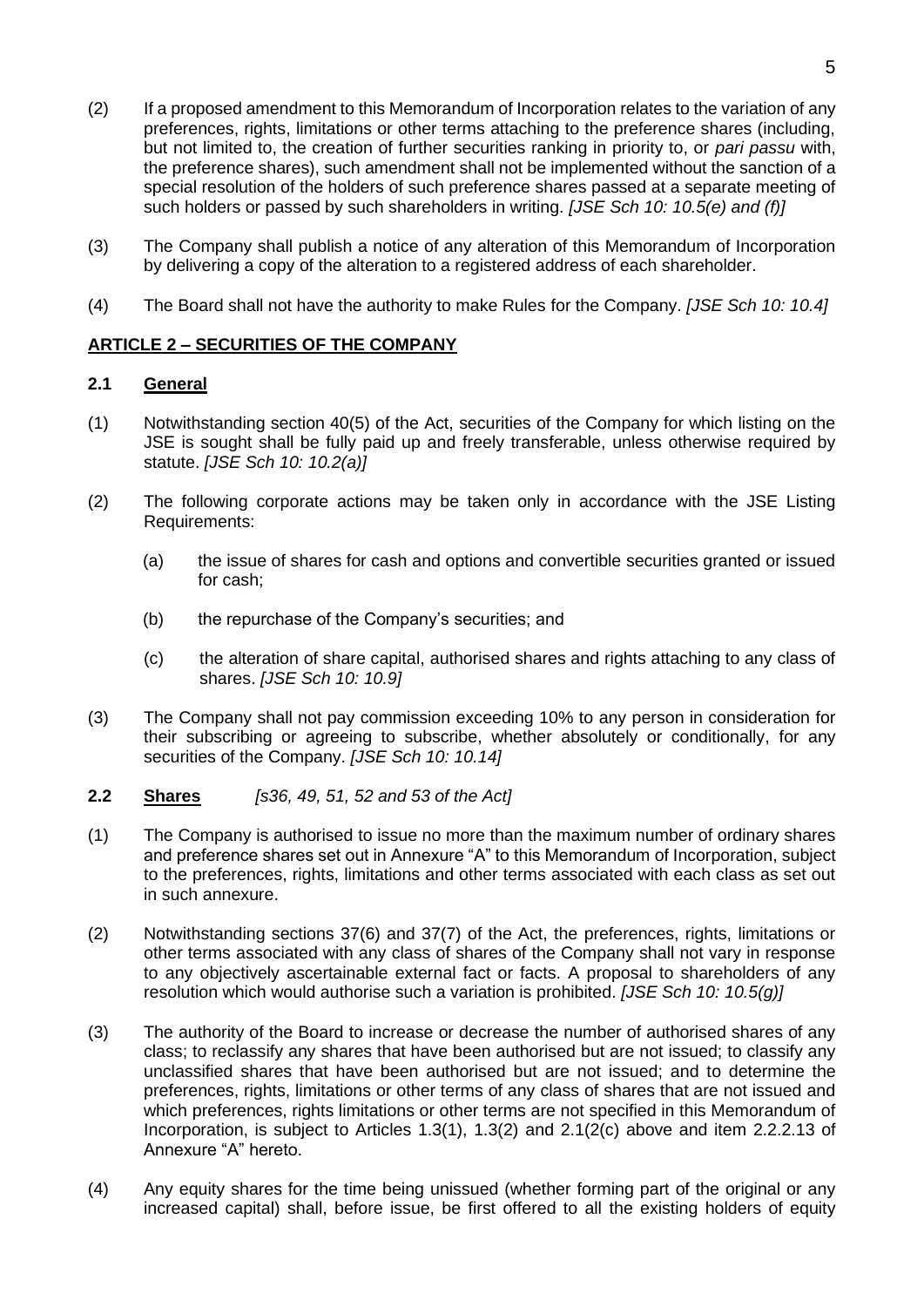(2) If a proposed amendment to this Memorandum of Incorporation relates to the variation of any preferences, rights, limitations or other terms attaching to the preference shares (including, but not limited to, the creation of further securities ranking in priority to, or *pari passu* with, the preference shares), such amendment shall not be implemented without the sanction of a special resolution of the holders of such preference shares passed at a separate meeting of such holders or passed by such shareholders in writing. *[JSE Sch 10: 10.5(e) and (f)]*

(3) The Company shall publish a notice of any alteration of this Memorandum of Incorporation by delivering a copy of the alteration to a registered address of each shareholder.

(4) The Board shall not have the authority to make Rules for the Company. *[JSE Sch 10: 10.4]*

## ARTICLE 2 – SECURITIES OF THE COMPANY

### 2.1 General

(1) Notwithstanding section 40(5) of the Act, securities of the Company for which listing on the JSE is sought shall be fully paid up and freely transferable, unless otherwise required by statute. *[JSE Sch 10: 10.2(a)]*

(2) The following corporate actions may be taken only in accordance with the JSE Listing Requirements:

  (a) the issue of shares for cash and options and convertible securities granted or issued for cash;

  (b) the repurchase of the Company's securities; and

  (c) the alteration of share capital, authorised shares and rights attaching to any class of shares. *[JSE Sch 10: 10.9]*

(3) The Company shall not pay commission exceeding 10% to any person in consideration for their subscribing or agreeing to subscribe, whether absolutely or conditionally, for any securities of the Company. *[JSE Sch 10: 10.14]*

### 2.2 Shares *[s36, 49, 51, 52 and 53 of the Act]*

(1) The Company is authorised to issue no more than the maximum number of ordinary shares and preference shares set out in Annexure "A" to this Memorandum of Incorporation, subject to the preferences, rights, limitations and other terms associated with each class as set out in such annexure.

(2) Notwithstanding sections 37(6) and 37(7) of the Act, the preferences, rights, limitations or other terms associated with any class of shares of the Company shall not vary in response to any objectively ascertainable external fact or facts. A proposal to shareholders of any resolution which would authorise such a variation is prohibited. *[JSE Sch 10: 10.5(g)]*

(3) The authority of the Board to increase or decrease the number of authorised shares of any class; to reclassify any shares that have been authorised but are not issued; to classify any unclassified shares that have been authorised but are not issued; and to determine the preferences, rights, limitations or other terms of any class of shares that are not issued and which preferences, rights limitations or other terms are not specified in this Memorandum of Incorporation, is subject to Articles 1.3(1), 1.3(2) and 2.1(2(c) above and item 2.2.2.13 of Annexure "A" hereto.

(4) Any equity shares for the time being unissued (whether forming part of the original or any increased capital) shall, before issue, be first offered to all the existing holders of equity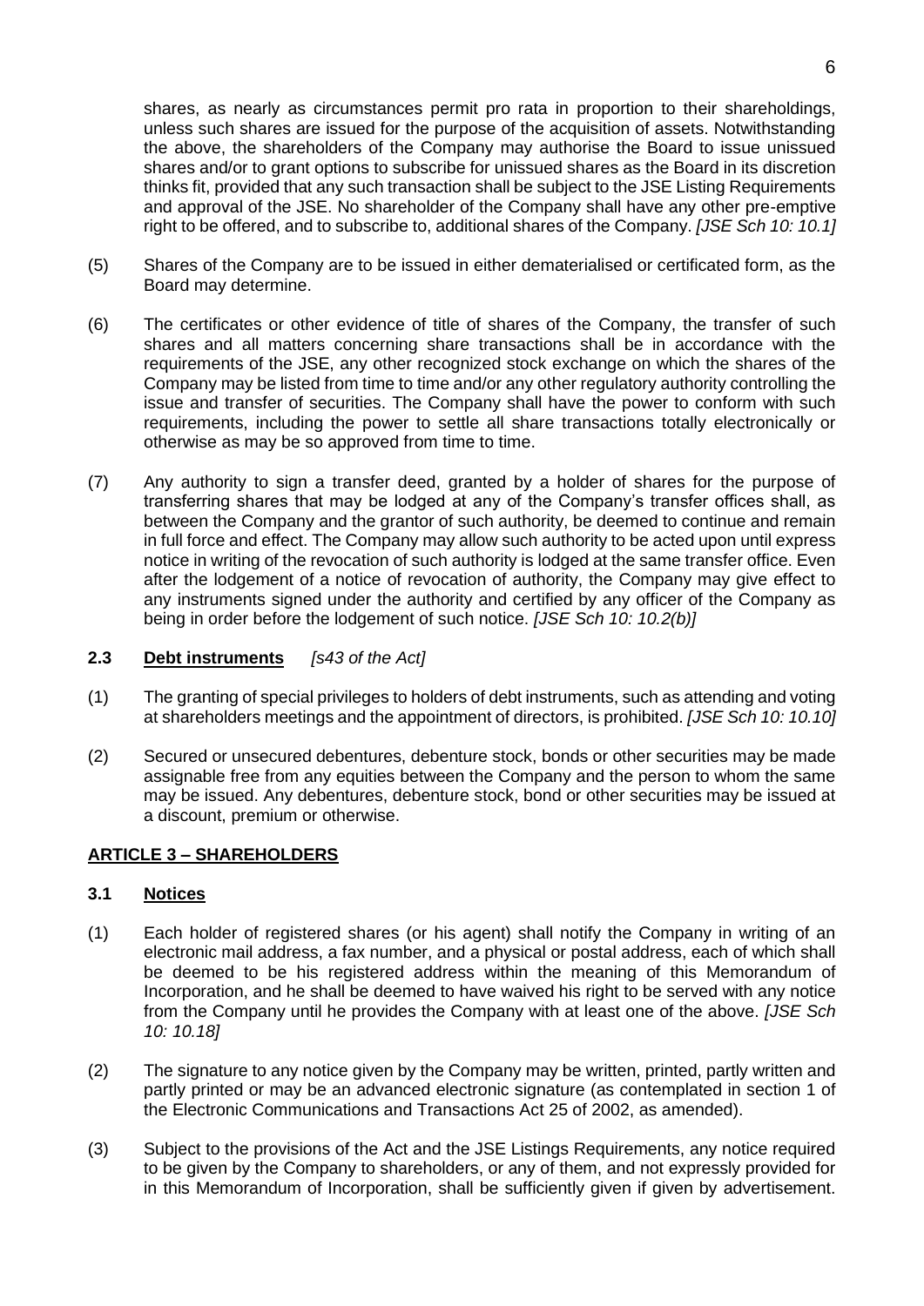shares, as nearly as circumstances permit pro rata in proportion to their shareholdings, unless such shares are issued for the purpose of the acquisition of assets. Notwithstanding the above, the shareholders of the Company may authorise the Board to issue unissued shares and/or to grant options to subscribe for unissued shares as the Board in its discretion thinks fit, provided that any such transaction shall be subject to the JSE Listing Requirements and approval of the JSE. No shareholder of the Company shall have any other pre-emptive right to be offered, and to subscribe to, additional shares of the Company. *[JSE Sch 10: 10.1]*

(5) Shares of the Company are to be issued in either dematerialised or certificated form, as the Board may determine.

(6) The certificates or other evidence of title of shares of the Company, the transfer of such shares and all matters concerning share transactions shall be in accordance with the requirements of the JSE, any other recognized stock exchange on which the shares of the Company may be listed from time to time and/or any other regulatory authority controlling the issue and transfer of securities. The Company shall have the power to conform with such requirements, including the power to settle all share transactions totally electronically or otherwise as may be so approved from time to time.

(7) Any authority to sign a transfer deed, granted by a holder of shares for the purpose of transferring shares that may be lodged at any of the Company's transfer offices shall, as between the Company and the grantor of such authority, be deemed to continue and remain in full force and effect. The Company may allow such authority to be acted upon until express notice in writing of the revocation of such authority is lodged at the same transfer office. Even after the lodgement of a notice of revocation of authority, the Company may give effect to any instruments signed under the authority and certified by any officer of the Company as being in order before the lodgement of such notice. *[JSE Sch 10: 10.2(b)]*

### 2.3 <u>Debt instruments</u> *[s43 of the Act]*

(1) The granting of special privileges to holders of debt instruments, such as attending and voting at shareholders meetings and the appointment of directors, is prohibited. *[JSE Sch 10: 10.10]*

(2) Secured or unsecured debentures, debenture stock, bonds or other securities may be made assignable free from any equities between the Company and the person to whom the same may be issued. Any debentures, debenture stock, bond or other securities may be issued at a discount, premium or otherwise.

## <u>ARTICLE 3 – SHAREHOLDERS</u>

### 3.1 <u>Notices</u>

(1) Each holder of registered shares (or his agent) shall notify the Company in writing of an electronic mail address, a fax number, and a physical or postal address, each of which shall be deemed to be his registered address within the meaning of this Memorandum of Incorporation, and he shall be deemed to have waived his right to be served with any notice from the Company until he provides the Company with at least one of the above. *[JSE Sch 10: 10.18]*

(2) The signature to any notice given by the Company may be written, printed, partly written and partly printed or may be an advanced electronic signature (as contemplated in section 1 of the Electronic Communications and Transactions Act 25 of 2002, as amended).

(3) Subject to the provisions of the Act and the JSE Listings Requirements, any notice required to be given by the Company to shareholders, or any of them, and not expressly provided for in this Memorandum of Incorporation, shall be sufficiently given if given by advertisement.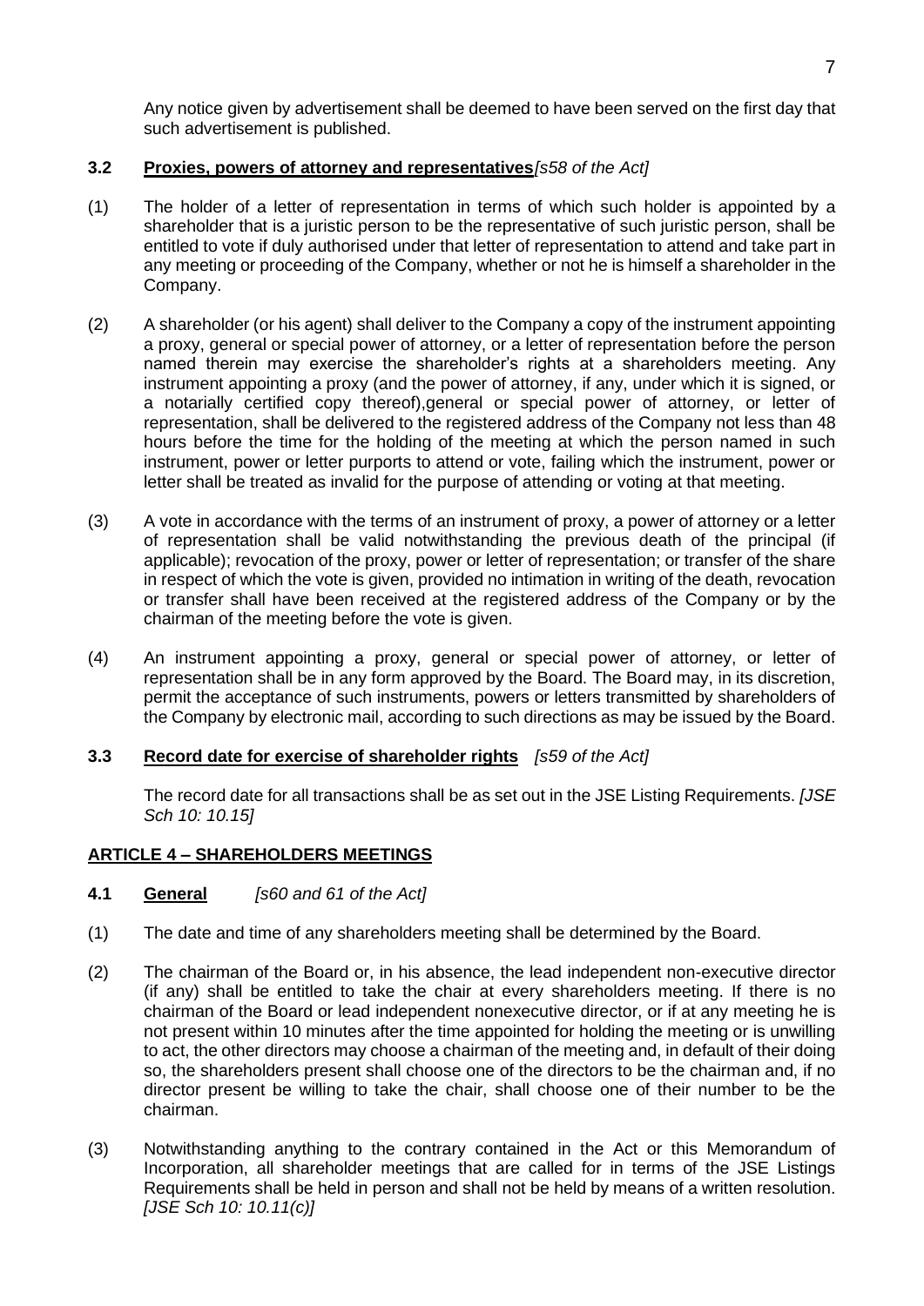Any notice given by advertisement shall be deemed to have been served on the first day that such advertisement is published.

### 3.2 **Proxies, powers of attorney and representatives** *[s58 of the Act]*

(1) The holder of a letter of representation in terms of which such holder is appointed by a shareholder that is a juristic person to be the representative of such juristic person, shall be entitled to vote if duly authorised under that letter of representation to attend and take part in any meeting or proceeding of the Company, whether or not he is himself a shareholder in the Company.

(2) A shareholder (or his agent) shall deliver to the Company a copy of the instrument appointing a proxy, general or special power of attorney, or a letter of representation before the person named therein may exercise the shareholder's rights at a shareholders meeting. Any instrument appointing a proxy (and the power of attorney, if any, under which it is signed, or a notarially certified copy thereof),general or special power of attorney, or letter of representation, shall be delivered to the registered address of the Company not less than 48 hours before the time for the holding of the meeting at which the person named in such instrument, power or letter purports to attend or vote, failing which the instrument, power or letter shall be treated as invalid for the purpose of attending or voting at that meeting.

(3) A vote in accordance with the terms of an instrument of proxy, a power of attorney or a letter of representation shall be valid notwithstanding the previous death of the principal (if applicable); revocation of the proxy, power or letter of representation; or transfer of the share in respect of which the vote is given, provided no intimation in writing of the death, revocation or transfer shall have been received at the registered address of the Company or by the chairman of the meeting before the vote is given.

(4) An instrument appointing a proxy, general or special power of attorney, or letter of representation shall be in any form approved by the Board. The Board may, in its discretion, permit the acceptance of such instruments, powers or letters transmitted by shareholders of the Company by electronic mail, according to such directions as may be issued by the Board.

### 3.3 **Record date for exercise of shareholder rights** *[s59 of the Act]*

The record date for all transactions shall be as set out in the JSE Listing Requirements. *[JSE Sch 10: 10.15]*

## **ARTICLE 4 – SHAREHOLDERS MEETINGS**

### 4.1 **General** *[s60 and 61 of the Act]*

(1) The date and time of any shareholders meeting shall be determined by the Board.

(2) The chairman of the Board or, in his absence, the lead independent non-executive director (if any) shall be entitled to take the chair at every shareholders meeting. If there is no chairman of the Board or lead independent nonexecutive director, or if at any meeting he is not present within 10 minutes after the time appointed for holding the meeting or is unwilling to act, the other directors may choose a chairman of the meeting and, in default of their doing so, the shareholders present shall choose one of the directors to be the chairman and, if no director present be willing to take the chair, shall choose one of their number to be the chairman.

(3) Notwithstanding anything to the contrary contained in the Act or this Memorandum of Incorporation, all shareholder meetings that are called for in terms of the JSE Listings Requirements shall be held in person and shall not be held by means of a written resolution. *[JSE Sch 10: 10.11(c)]*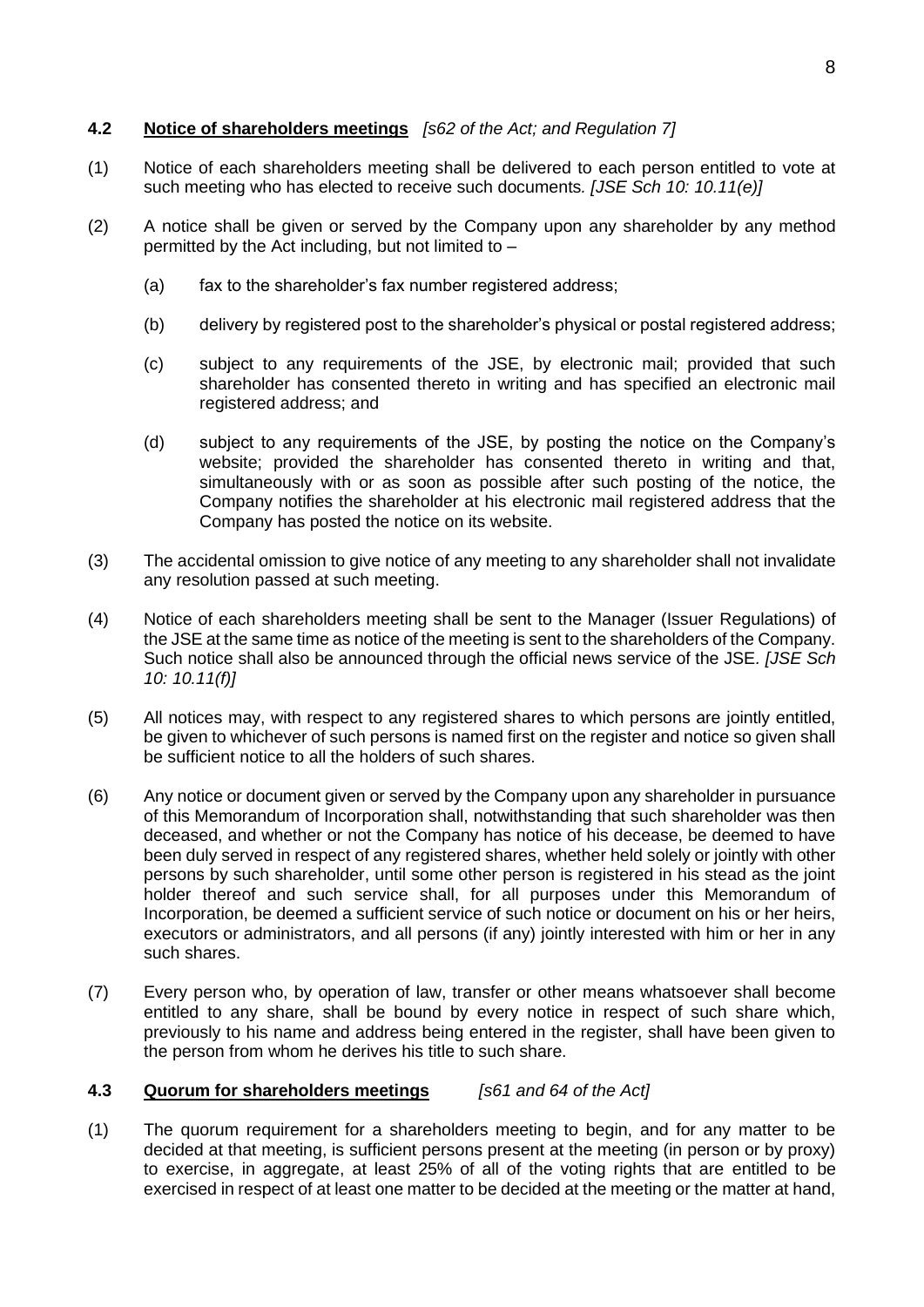### 4.2 <u>Notice of shareholders meetings</u> *[s62 of the Act; and Regulation 7]*

(1) Notice of each shareholders meeting shall be delivered to each person entitled to vote at such meeting who has elected to receive such documents. *[JSE Sch 10: 10.11(e)]*

(2) A notice shall be given or served by the Company upon any shareholder by any method permitted by the Act including, but not limited to –

  (a) fax to the shareholder's fax number registered address;

  (b) delivery by registered post to the shareholder's physical or postal registered address;

  (c) subject to any requirements of the JSE, by electronic mail; provided that such shareholder has consented thereto in writing and has specified an electronic mail registered address; and

  (d) subject to any requirements of the JSE, by posting the notice on the Company's website; provided the shareholder has consented thereto in writing and that, simultaneously with or as soon as possible after such posting of the notice, the Company notifies the shareholder at his electronic mail registered address that the Company has posted the notice on its website.

(3) The accidental omission to give notice of any meeting to any shareholder shall not invalidate any resolution passed at such meeting.

(4) Notice of each shareholders meeting shall be sent to the Manager (Issuer Regulations) of the JSE at the same time as notice of the meeting is sent to the shareholders of the Company. Such notice shall also be announced through the official news service of the JSE. *[JSE Sch 10: 10.11(f)]*

(5) All notices may, with respect to any registered shares to which persons are jointly entitled, be given to whichever of such persons is named first on the register and notice so given shall be sufficient notice to all the holders of such shares.

(6) Any notice or document given or served by the Company upon any shareholder in pursuance of this Memorandum of Incorporation shall, notwithstanding that such shareholder was then deceased, and whether or not the Company has notice of his decease, be deemed to have been duly served in respect of any registered shares, whether held solely or jointly with other persons by such shareholder, until some other person is registered in his stead as the joint holder thereof and such service shall, for all purposes under this Memorandum of Incorporation, be deemed a sufficient service of such notice or document on his or her heirs, executors or administrators, and all persons (if any) jointly interested with him or her in any such shares.

(7) Every person who, by operation of law, transfer or other means whatsoever shall become entitled to any share, shall be bound by every notice in respect of such share which, previously to his name and address being entered in the register, shall have been given to the person from whom he derives his title to such share.

### 4.3 <u>Quorum for shareholders meetings</u> *[s61 and 64 of the Act]*

(1) The quorum requirement for a shareholders meeting to begin, and for any matter to be decided at that meeting, is sufficient persons present at the meeting (in person or by proxy) to exercise, in aggregate, at least 25% of all of the voting rights that are entitled to be exercised in respect of at least one matter to be decided at the meeting or the matter at hand,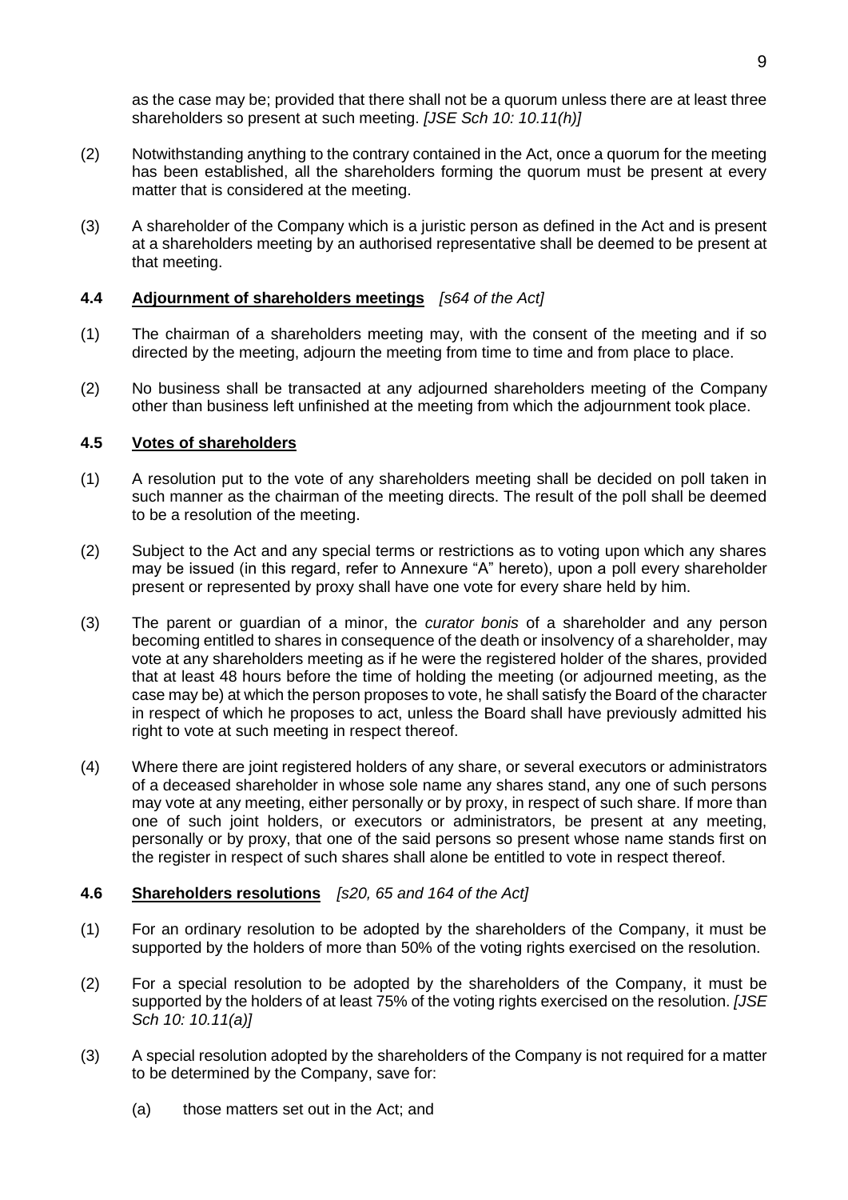as the case may be; provided that there shall not be a quorum unless there are at least three shareholders so present at such meeting. *[JSE Sch 10: 10.11(h)]*

(2) Notwithstanding anything to the contrary contained in the Act, once a quorum for the meeting has been established, all the shareholders forming the quorum must be present at every matter that is considered at the meeting.

(3) A shareholder of the Company which is a juristic person as defined in the Act and is present at a shareholders meeting by an authorised representative shall be deemed to be present at that meeting.

### 4.4 Adjournment of shareholders meetings *[s64 of the Act]*

(1) The chairman of a shareholders meeting may, with the consent of the meeting and if so directed by the meeting, adjourn the meeting from time to time and from place to place.

(2) No business shall be transacted at any adjourned shareholders meeting of the Company other than business left unfinished at the meeting from which the adjournment took place.

### 4.5 Votes of shareholders

(1) A resolution put to the vote of any shareholders meeting shall be decided on poll taken in such manner as the chairman of the meeting directs. The result of the poll shall be deemed to be a resolution of the meeting.

(2) Subject to the Act and any special terms or restrictions as to voting upon which any shares may be issued (in this regard, refer to Annexure "A" hereto), upon a poll every shareholder present or represented by proxy shall have one vote for every share held by him.

(3) The parent or guardian of a minor, the *curator bonis* of a shareholder and any person becoming entitled to shares in consequence of the death or insolvency of a shareholder, may vote at any shareholders meeting as if he were the registered holder of the shares, provided that at least 48 hours before the time of holding the meeting (or adjourned meeting, as the case may be) at which the person proposes to vote, he shall satisfy the Board of the character in respect of which he proposes to act, unless the Board shall have previously admitted his right to vote at such meeting in respect thereof.

(4) Where there are joint registered holders of any share, or several executors or administrators of a deceased shareholder in whose sole name any shares stand, any one of such persons may vote at any meeting, either personally or by proxy, in respect of such share. If more than one of such joint holders, or executors or administrators, be present at any meeting, personally or by proxy, that one of the said persons so present whose name stands first on the register in respect of such shares shall alone be entitled to vote in respect thereof.

### 4.6 Shareholders resolutions *[s20, 65 and 164 of the Act]*

(1) For an ordinary resolution to be adopted by the shareholders of the Company, it must be supported by the holders of more than 50% of the voting rights exercised on the resolution.

(2) For a special resolution to be adopted by the shareholders of the Company, it must be supported by the holders of at least 75% of the voting rights exercised on the resolution. *[JSE Sch 10: 10.11(a)]*

(3) A special resolution adopted by the shareholders of the Company is not required for a matter to be determined by the Company, save for:

  (a) those matters set out in the Act; and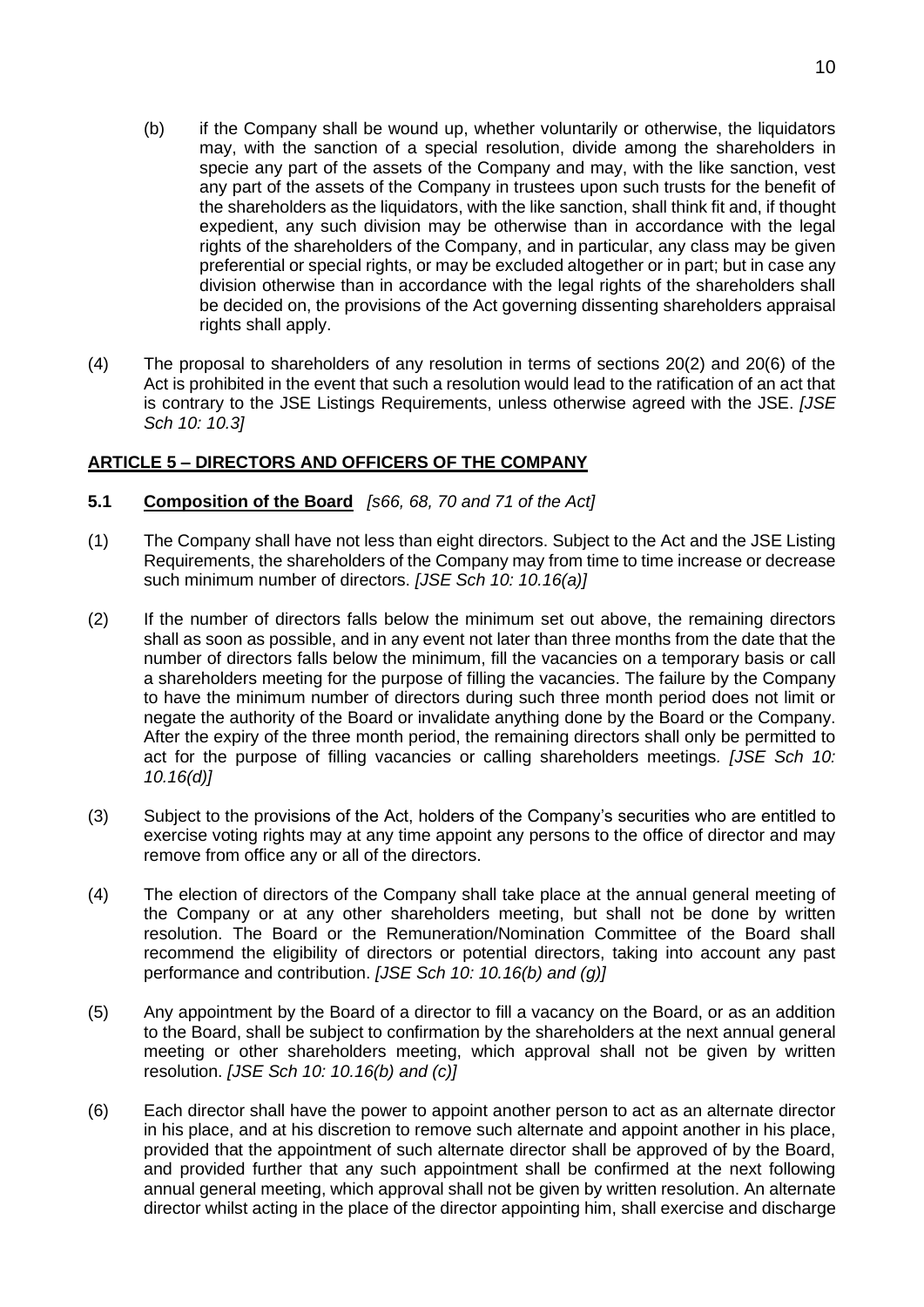(b) if the Company shall be wound up, whether voluntarily or otherwise, the liquidators may, with the sanction of a special resolution, divide among the shareholders in specie any part of the assets of the Company and may, with the like sanction, vest any part of the assets of the Company in trustees upon such trusts for the benefit of the shareholders as the liquidators, with the like sanction, shall think fit and, if thought expedient, any such division may be otherwise than in accordance with the legal rights of the shareholders of the Company, and in particular, any class may be given preferential or special rights, or may be excluded altogether or in part; but in case any division otherwise than in accordance with the legal rights of the shareholders shall be decided on, the provisions of the Act governing dissenting shareholders appraisal rights shall apply.

(4) The proposal to shareholders of any resolution in terms of sections 20(2) and 20(6) of the Act is prohibited in the event that such a resolution would lead to the ratification of an act that is contrary to the JSE Listings Requirements, unless otherwise agreed with the JSE. *[JSE Sch 10: 10.3]*

## ARTICLE 5 – DIRECTORS AND OFFICERS OF THE COMPANY

**5.1 Composition of the Board** *[s66, 68, 70 and 71 of the Act]*

(1) The Company shall have not less than eight directors. Subject to the Act and the JSE Listing Requirements, the shareholders of the Company may from time to time increase or decrease such minimum number of directors. *[JSE Sch 10: 10.16(a)]*

(2) If the number of directors falls below the minimum set out above, the remaining directors shall as soon as possible, and in any event not later than three months from the date that the number of directors falls below the minimum, fill the vacancies on a temporary basis or call a shareholders meeting for the purpose of filling the vacancies. The failure by the Company to have the minimum number of directors during such three month period does not limit or negate the authority of the Board or invalidate anything done by the Board or the Company. After the expiry of the three month period, the remaining directors shall only be permitted to act for the purpose of filling vacancies or calling shareholders meetings. *[JSE Sch 10: 10.16(d)]*

(3) Subject to the provisions of the Act, holders of the Company's securities who are entitled to exercise voting rights may at any time appoint any persons to the office of director and may remove from office any or all of the directors.

(4) The election of directors of the Company shall take place at the annual general meeting of the Company or at any other shareholders meeting, but shall not be done by written resolution. The Board or the Remuneration/Nomination Committee of the Board shall recommend the eligibility of directors or potential directors, taking into account any past performance and contribution. *[JSE Sch 10: 10.16(b) and (g)]*

(5) Any appointment by the Board of a director to fill a vacancy on the Board, or as an addition to the Board, shall be subject to confirmation by the shareholders at the next annual general meeting or other shareholders meeting, which approval shall not be given by written resolution. *[JSE Sch 10: 10.16(b) and (c)]*

(6) Each director shall have the power to appoint another person to act as an alternate director in his place, and at his discretion to remove such alternate and appoint another in his place, provided that the appointment of such alternate director shall be approved of by the Board, and provided further that any such appointment shall be confirmed at the next following annual general meeting, which approval shall not be given by written resolution. An alternate director whilst acting in the place of the director appointing him, shall exercise and discharge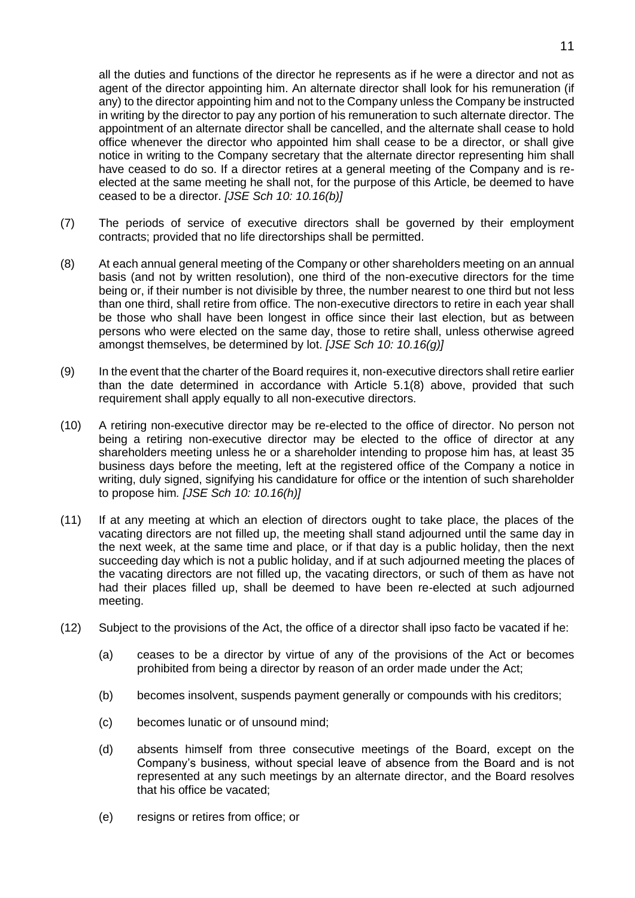all the duties and functions of the director he represents as if he were a director and not as agent of the director appointing him. An alternate director shall look for his remuneration (if any) to the director appointing him and not to the Company unless the Company be instructed in writing by the director to pay any portion of his remuneration to such alternate director. The appointment of an alternate director shall be cancelled, and the alternate shall cease to hold office whenever the director who appointed him shall cease to be a director, or shall give notice in writing to the Company secretary that the alternate director representing him shall have ceased to do so. If a director retires at a general meeting of the Company and is re-elected at the same meeting he shall not, for the purpose of this Article, be deemed to have ceased to be a director. *[JSE Sch 10: 10.16(b)]*

(7) The periods of service of executive directors shall be governed by their employment contracts; provided that no life directorships shall be permitted.

(8) At each annual general meeting of the Company or other shareholders meeting on an annual basis (and not by written resolution), one third of the non-executive directors for the time being or, if their number is not divisible by three, the number nearest to one third but not less than one third, shall retire from office. The non-executive directors to retire in each year shall be those who shall have been longest in office since their last election, but as between persons who were elected on the same day, those to retire shall, unless otherwise agreed amongst themselves, be determined by lot. *[JSE Sch 10: 10.16(g)]*

(9) In the event that the charter of the Board requires it, non-executive directors shall retire earlier than the date determined in accordance with Article 5.1(8) above, provided that such requirement shall apply equally to all non-executive directors.

(10) A retiring non-executive director may be re-elected to the office of director. No person not being a retiring non-executive director may be elected to the office of director at any shareholders meeting unless he or a shareholder intending to propose him has, at least 35 business days before the meeting, left at the registered office of the Company a notice in writing, duly signed, signifying his candidature for office or the intention of such shareholder to propose him. *[JSE Sch 10: 10.16(h)]*

(11) If at any meeting at which an election of directors ought to take place, the places of the vacating directors are not filled up, the meeting shall stand adjourned until the same day in the next week, at the same time and place, or if that day is a public holiday, then the next succeeding day which is not a public holiday, and if at such adjourned meeting the places of the vacating directors are not filled up, the vacating directors, or such of them as have not had their places filled up, shall be deemed to have been re-elected at such adjourned meeting.

(12) Subject to the provisions of the Act, the office of a director shall ipso facto be vacated if he:

  (a) ceases to be a director by virtue of any of the provisions of the Act or becomes prohibited from being a director by reason of an order made under the Act;

  (b) becomes insolvent, suspends payment generally or compounds with his creditors;

  (c) becomes lunatic or of unsound mind;

  (d) absents himself from three consecutive meetings of the Board, except on the Company's business, without special leave of absence from the Board and is not represented at any such meetings by an alternate director, and the Board resolves that his office be vacated;

  (e) resigns or retires from office; or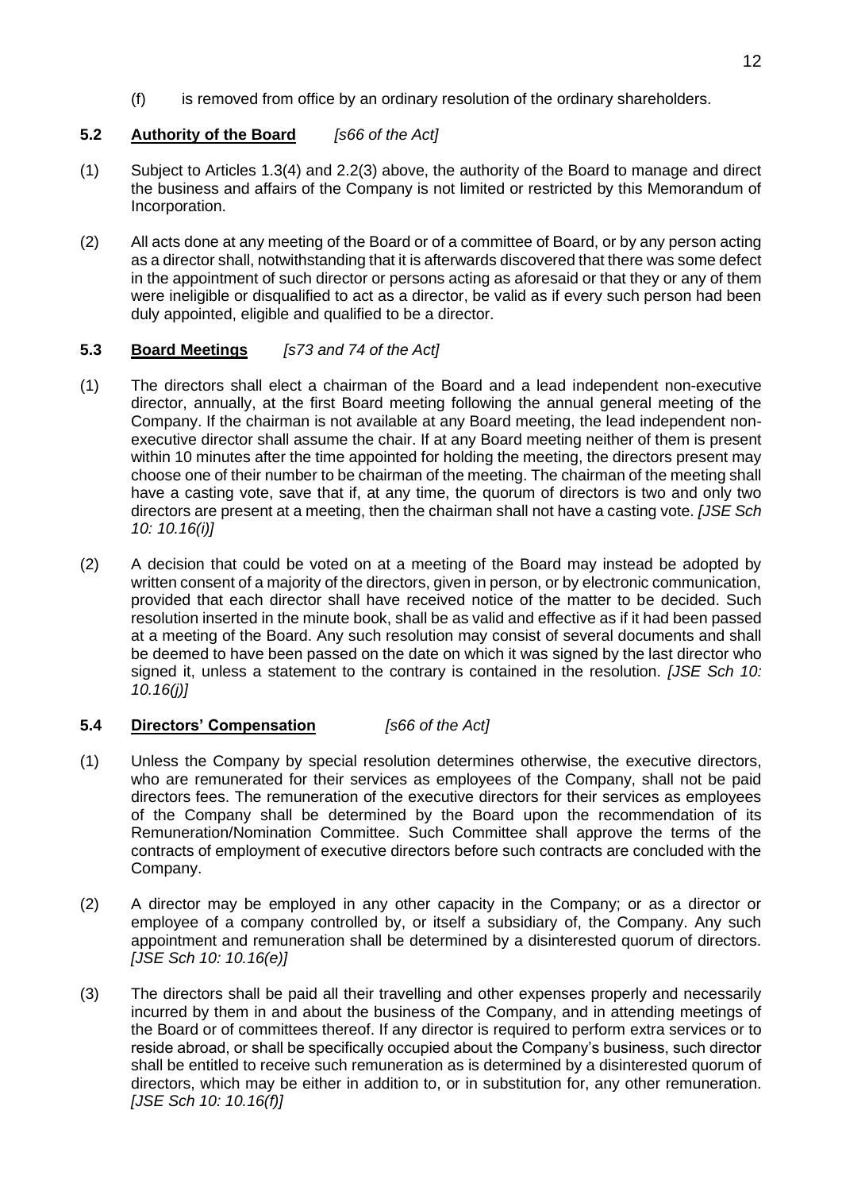(f) is removed from office by an ordinary resolution of the ordinary shareholders.

### 5.2 **Authority of the Board** *[s66 of the Act]*

(1) Subject to Articles 1.3(4) and 2.2(3) above, the authority of the Board to manage and direct the business and affairs of the Company is not limited or restricted by this Memorandum of Incorporation.

(2) All acts done at any meeting of the Board or of a committee of Board, or by any person acting as a director shall, notwithstanding that it is afterwards discovered that there was some defect in the appointment of such director or persons acting as aforesaid or that they or any of them were ineligible or disqualified to act as a director, be valid as if every such person had been duly appointed, eligible and qualified to be a director.

### 5.3 **Board Meetings** *[s73 and 74 of the Act]*

(1) The directors shall elect a chairman of the Board and a lead independent non-executive director, annually, at the first Board meeting following the annual general meeting of the Company. If the chairman is not available at any Board meeting, the lead independent non-executive director shall assume the chair. If at any Board meeting neither of them is present within 10 minutes after the time appointed for holding the meeting, the directors present may choose one of their number to be chairman of the meeting. The chairman of the meeting shall have a casting vote, save that if, at any time, the quorum of directors is two and only two directors are present at a meeting, then the chairman shall not have a casting vote. *[JSE Sch 10: 10.16(i)]*

(2) A decision that could be voted on at a meeting of the Board may instead be adopted by written consent of a majority of the directors, given in person, or by electronic communication, provided that each director shall have received notice of the matter to be decided. Such resolution inserted in the minute book, shall be as valid and effective as if it had been passed at a meeting of the Board. Any such resolution may consist of several documents and shall be deemed to have been passed on the date on which it was signed by the last director who signed it, unless a statement to the contrary is contained in the resolution. *[JSE Sch 10: 10.16(j)]*

### 5.4 **Directors' Compensation** *[s66 of the Act]*

(1) Unless the Company by special resolution determines otherwise, the executive directors, who are remunerated for their services as employees of the Company, shall not be paid directors fees. The remuneration of the executive directors for their services as employees of the Company shall be determined by the Board upon the recommendation of its Remuneration/Nomination Committee. Such Committee shall approve the terms of the contracts of employment of executive directors before such contracts are concluded with the Company.

(2) A director may be employed in any other capacity in the Company; or as a director or employee of a company controlled by, or itself a subsidiary of, the Company. Any such appointment and remuneration shall be determined by a disinterested quorum of directors. *[JSE Sch 10: 10.16(e)]*

(3) The directors shall be paid all their travelling and other expenses properly and necessarily incurred by them in and about the business of the Company, and in attending meetings of the Board or of committees thereof. If any director is required to perform extra services or to reside abroad, or shall be specifically occupied about the Company's business, such director shall be entitled to receive such remuneration as is determined by a disinterested quorum of directors, which may be either in addition to, or in substitution for, any other remuneration. *[JSE Sch 10: 10.16(f)]*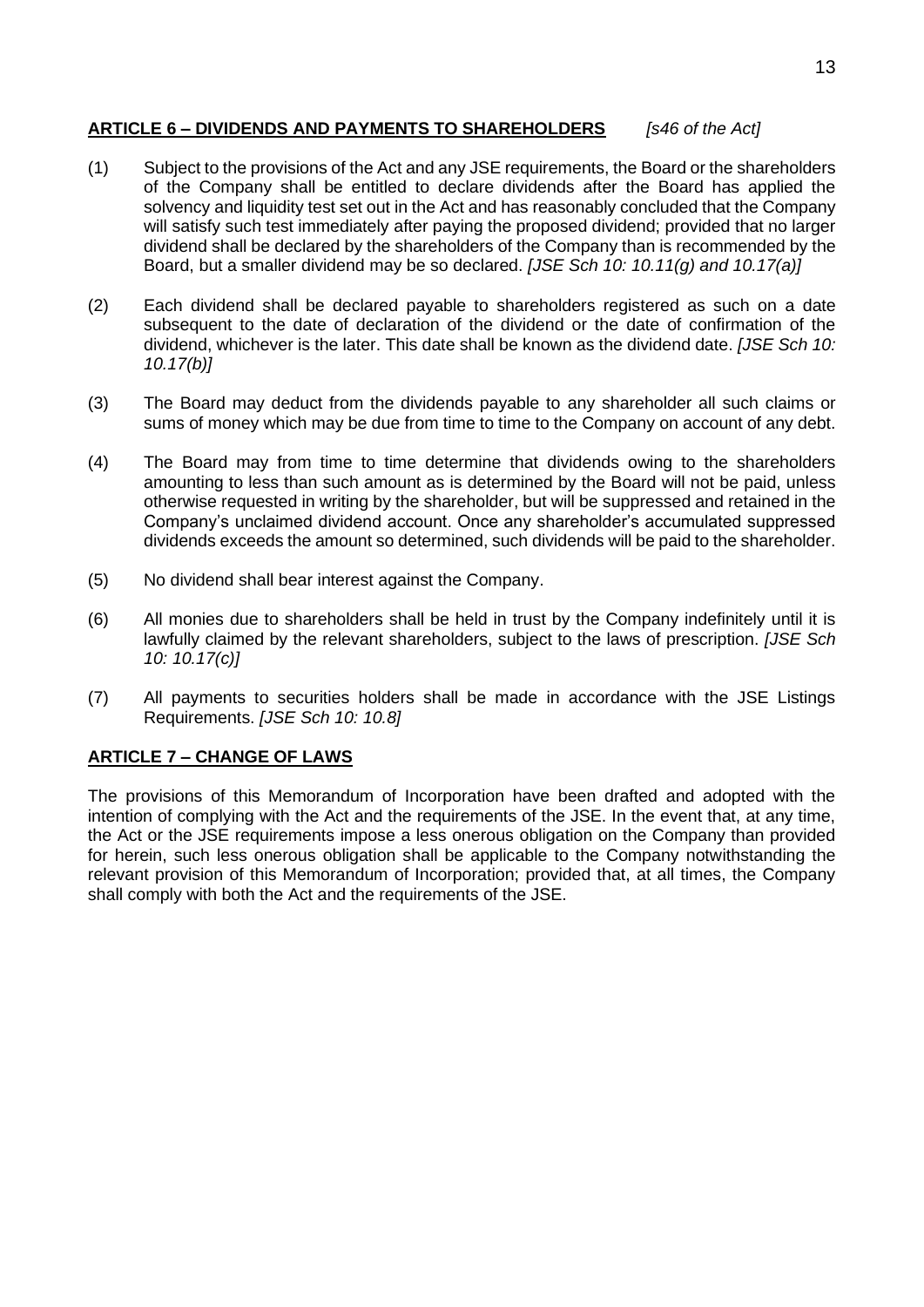## **ARTICLE 6 – DIVIDENDS AND PAYMENTS TO SHAREHOLDERS** *[s46 of the Act]*

(1) Subject to the provisions of the Act and any JSE requirements, the Board or the shareholders of the Company shall be entitled to declare dividends after the Board has applied the solvency and liquidity test set out in the Act and has reasonably concluded that the Company will satisfy such test immediately after paying the proposed dividend; provided that no larger dividend shall be declared by the shareholders of the Company than is recommended by the Board, but a smaller dividend may be so declared. *[JSE Sch 10: 10.11(g) and 10.17(a)]*

(2) Each dividend shall be declared payable to shareholders registered as such on a date subsequent to the date of declaration of the dividend or the date of confirmation of the dividend, whichever is the later. This date shall be known as the dividend date. *[JSE Sch 10: 10.17(b)]*

(3) The Board may deduct from the dividends payable to any shareholder all such claims or sums of money which may be due from time to time to the Company on account of any debt.

(4) The Board may from time to time determine that dividends owing to the shareholders amounting to less than such amount as is determined by the Board will not be paid, unless otherwise requested in writing by the shareholder, but will be suppressed and retained in the Company's unclaimed dividend account. Once any shareholder's accumulated suppressed dividends exceeds the amount so determined, such dividends will be paid to the shareholder.

(5) No dividend shall bear interest against the Company.

(6) All monies due to shareholders shall be held in trust by the Company indefinitely until it is lawfully claimed by the relevant shareholders, subject to the laws of prescription. *[JSE Sch 10: 10.17(c)]*

(7) All payments to securities holders shall be made in accordance with the JSE Listings Requirements. *[JSE Sch 10: 10.8]*

## **ARTICLE 7 – CHANGE OF LAWS**

The provisions of this Memorandum of Incorporation have been drafted and adopted with the intention of complying with the Act and the requirements of the JSE. In the event that, at any time, the Act or the JSE requirements impose a less onerous obligation on the Company than provided for herein, such less onerous obligation shall be applicable to the Company notwithstanding the relevant provision of this Memorandum of Incorporation; provided that, at all times, the Company shall comply with both the Act and the requirements of the JSE.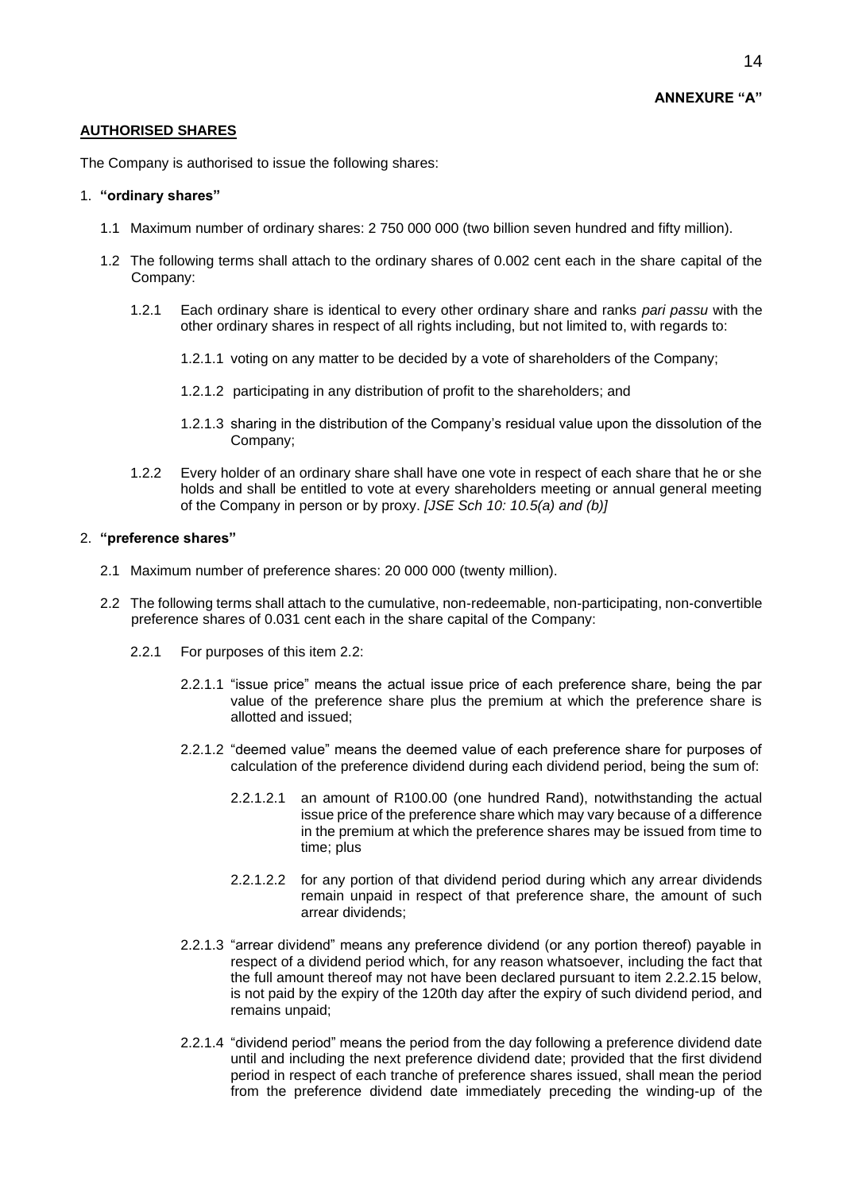**ANNEXURE "A"**

**AUTHORISED SHARES**

The Company is authorised to issue the following shares:

1. **"ordinary shares"**

   1.1 Maximum number of ordinary shares: 2 750 000 000 (two billion seven hundred and fifty million).

   1.2 The following terms shall attach to the ordinary shares of 0.002 cent each in the share capital of the Company:

      1.2.1 Each ordinary share is identical to every other ordinary share and ranks *pari passu* with the other ordinary shares in respect of all rights including, but not limited to, with regards to:

         1.2.1.1 voting on any matter to be decided by a vote of shareholders of the Company;

         1.2.1.2 participating in any distribution of profit to the shareholders; and

         1.2.1.3 sharing in the distribution of the Company's residual value upon the dissolution of the Company;

      1.2.2 Every holder of an ordinary share shall have one vote in respect of each share that he or she holds and shall be entitled to vote at every shareholders meeting or annual general meeting of the Company in person or by proxy. *[JSE Sch 10: 10.5(a) and (b)]*

2. **"preference shares"**

   2.1 Maximum number of preference shares: 20 000 000 (twenty million).

   2.2 The following terms shall attach to the cumulative, non-redeemable, non-participating, non-convertible preference shares of 0.031 cent each in the share capital of the Company:

      2.2.1 For purposes of this item 2.2:

         2.2.1.1 "issue price" means the actual issue price of each preference share, being the par value of the preference share plus the premium at which the preference share is allotted and issued;

         2.2.1.2 "deemed value" means the deemed value of each preference share for purposes of calculation of the preference dividend during each dividend period, being the sum of:

            2.2.1.2.1 an amount of R100.00 (one hundred Rand), notwithstanding the actual issue price of the preference share which may vary because of a difference in the premium at which the preference shares may be issued from time to time; plus

            2.2.1.2.2 for any portion of that dividend period during which any arrear dividends remain unpaid in respect of that preference share, the amount of such arrear dividends;

         2.2.1.3 "arrear dividend" means any preference dividend (or any portion thereof) payable in respect of a dividend period which, for any reason whatsoever, including the fact that the full amount thereof may not have been declared pursuant to item 2.2.2.15 below, is not paid by the expiry of the 120th day after the expiry of such dividend period, and remains unpaid;

         2.2.1.4 "dividend period" means the period from the day following a preference dividend date until and including the next preference dividend date; provided that the first dividend period in respect of each tranche of preference shares issued, shall mean the period from the preference dividend date immediately preceding the winding-up of the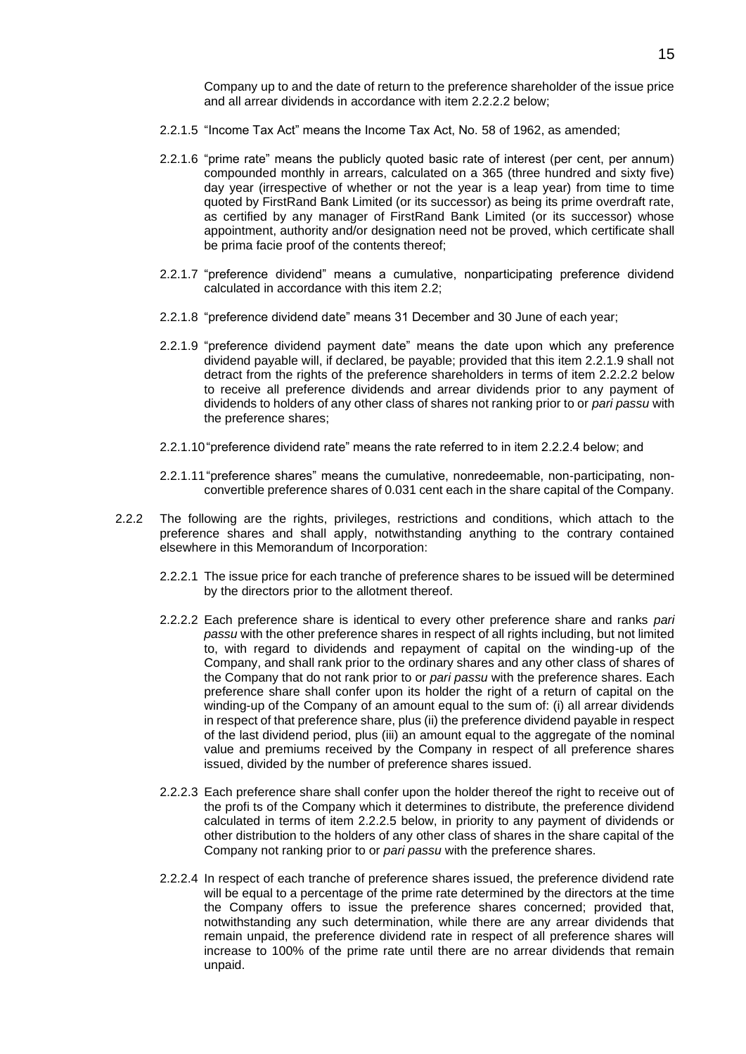Company up to and the date of return to the preference shareholder of the issue price and all arrear dividends in accordance with item 2.2.2.2 below;

2.2.1.5 "Income Tax Act" means the Income Tax Act, No. 58 of 1962, as amended;

2.2.1.6 "prime rate" means the publicly quoted basic rate of interest (per cent, per annum) compounded monthly in arrears, calculated on a 365 (three hundred and sixty five) day year (irrespective of whether or not the year is a leap year) from time to time quoted by FirstRand Bank Limited (or its successor) as being its prime overdraft rate, as certified by any manager of FirstRand Bank Limited (or its successor) whose appointment, authority and/or designation need not be proved, which certificate shall be prima facie proof of the contents thereof;

2.2.1.7 "preference dividend" means a cumulative, nonparticipating preference dividend calculated in accordance with this item 2.2;

2.2.1.8 "preference dividend date" means 31 December and 30 June of each year;

2.2.1.9 "preference dividend payment date" means the date upon which any preference dividend payable will, if declared, be payable; provided that this item 2.2.1.9 shall not detract from the rights of the preference shareholders in terms of item 2.2.2.2 below to receive all preference dividends and arrear dividends prior to any payment of dividends to holders of any other class of shares not ranking prior to or *pari passu* with the preference shares;

2.2.1.10 "preference dividend rate" means the rate referred to in item 2.2.2.4 below; and

2.2.1.11 "preference shares" means the cumulative, nonredeemable, non-participating, non-convertible preference shares of 0.031 cent each in the share capital of the Company.

2.2.2 The following are the rights, privileges, restrictions and conditions, which attach to the preference shares and shall apply, notwithstanding anything to the contrary contained elsewhere in this Memorandum of Incorporation:

2.2.2.1 The issue price for each tranche of preference shares to be issued will be determined by the directors prior to the allotment thereof.

2.2.2.2 Each preference share is identical to every other preference share and ranks *pari passu* with the other preference shares in respect of all rights including, but not limited to, with regard to dividends and repayment of capital on the winding-up of the Company, and shall rank prior to the ordinary shares and any other class of shares of the Company that do not rank prior to or *pari passu* with the preference shares. Each preference share shall confer upon its holder the right of a return of capital on the winding-up of the Company of an amount equal to the sum of: (i) all arrear dividends in respect of that preference share, plus (ii) the preference dividend payable in respect of the last dividend period, plus (iii) an amount equal to the aggregate of the nominal value and premiums received by the Company in respect of all preference shares issued, divided by the number of preference shares issued.

2.2.2.3 Each preference share shall confer upon the holder thereof the right to receive out of the profi ts of the Company which it determines to distribute, the preference dividend calculated in terms of item 2.2.2.5 below, in priority to any payment of dividends or other distribution to the holders of any other class of shares in the share capital of the Company not ranking prior to or *pari passu* with the preference shares.

2.2.2.4 In respect of each tranche of preference shares issued, the preference dividend rate will be equal to a percentage of the prime rate determined by the directors at the time the Company offers to issue the preference shares concerned; provided that, notwithstanding any such determination, while there are any arrear dividends that remain unpaid, the preference dividend rate in respect of all preference shares will increase to 100% of the prime rate until there are no arrear dividends that remain unpaid.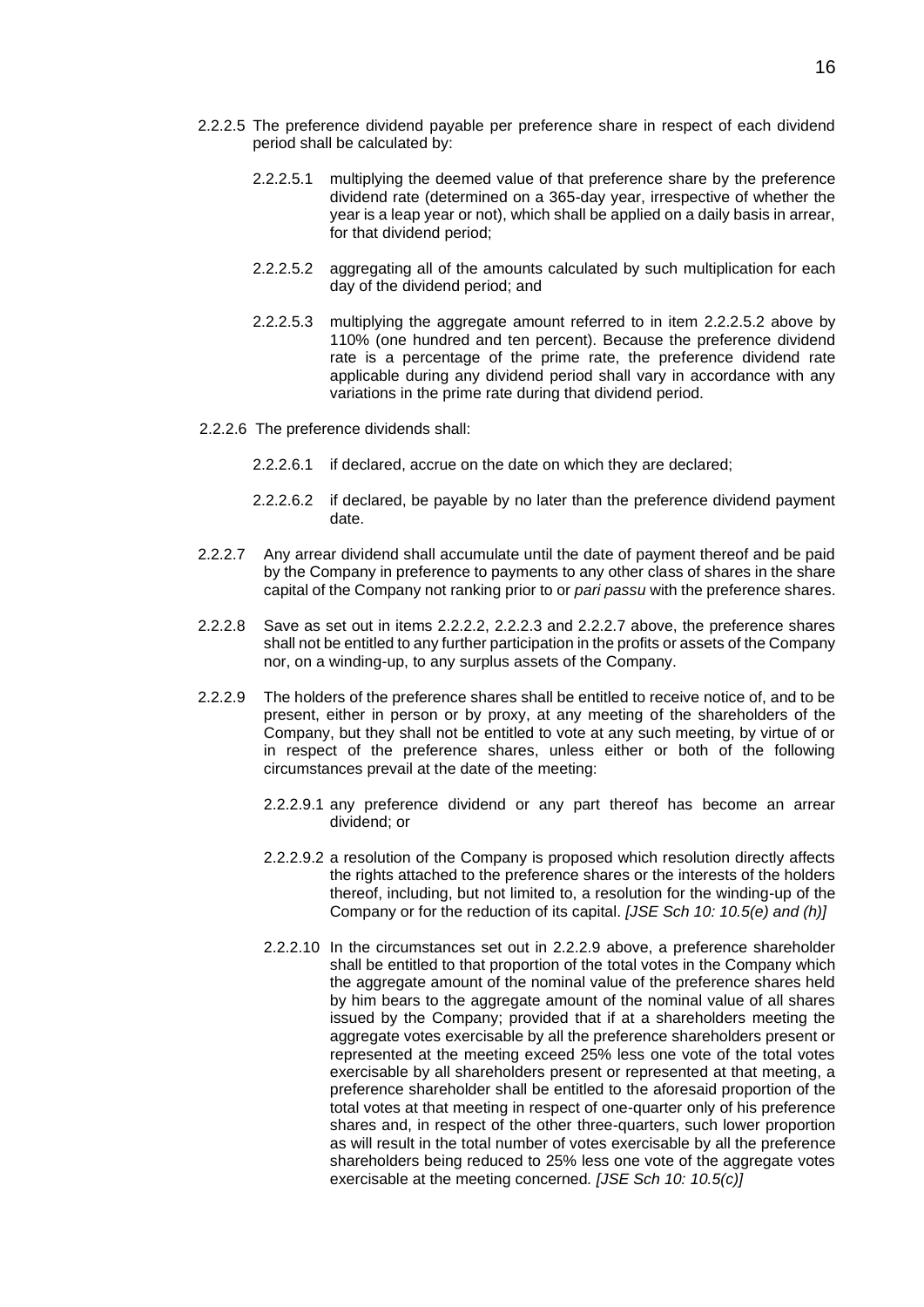2.2.2.5 The preference dividend payable per preference share in respect of each dividend period shall be calculated by:

2.2.2.5.1 multiplying the deemed value of that preference share by the preference dividend rate (determined on a 365-day year, irrespective of whether the year is a leap year or not), which shall be applied on a daily basis in arrear, for that dividend period;

2.2.2.5.2 aggregating all of the amounts calculated by such multiplication for each day of the dividend period; and

2.2.2.5.3 multiplying the aggregate amount referred to in item 2.2.2.5.2 above by 110% (one hundred and ten percent). Because the preference dividend rate is a percentage of the prime rate, the preference dividend rate applicable during any dividend period shall vary in accordance with any variations in the prime rate during that dividend period.

2.2.2.6 The preference dividends shall:

2.2.2.6.1 if declared, accrue on the date on which they are declared;

2.2.2.6.2 if declared, be payable by no later than the preference dividend payment date.

2.2.2.7 Any arrear dividend shall accumulate until the date of payment thereof and be paid by the Company in preference to payments to any other class of shares in the share capital of the Company not ranking prior to or *pari passu* with the preference shares.

2.2.2.8 Save as set out in items 2.2.2.2, 2.2.2.3 and 2.2.2.7 above, the preference shares shall not be entitled to any further participation in the profits or assets of the Company nor, on a winding-up, to any surplus assets of the Company.

2.2.2.9 The holders of the preference shares shall be entitled to receive notice of, and to be present, either in person or by proxy, at any meeting of the shareholders of the Company, but they shall not be entitled to vote at any such meeting, by virtue of or in respect of the preference shares, unless either or both of the following circumstances prevail at the date of the meeting:

2.2.2.9.1 any preference dividend or any part thereof has become an arrear dividend; or

2.2.2.9.2 a resolution of the Company is proposed which resolution directly affects the rights attached to the preference shares or the interests of the holders thereof, including, but not limited to, a resolution for the winding-up of the Company or for the reduction of its capital. *[JSE Sch 10: 10.5(e) and (h)]*

2.2.2.10 In the circumstances set out in 2.2.2.9 above, a preference shareholder shall be entitled to that proportion of the total votes in the Company which the aggregate amount of the nominal value of the preference shares held by him bears to the aggregate amount of the nominal value of all shares issued by the Company; provided that if at a shareholders meeting the aggregate votes exercisable by all the preference shareholders present or represented at the meeting exceed 25% less one vote of the total votes exercisable by all shareholders present or represented at that meeting, a preference shareholder shall be entitled to the aforesaid proportion of the total votes at that meeting in respect of one-quarter only of his preference shares and, in respect of the other three-quarters, such lower proportion as will result in the total number of votes exercisable by all the preference shareholders being reduced to 25% less one vote of the aggregate votes exercisable at the meeting concerned. *[JSE Sch 10: 10.5(c)]*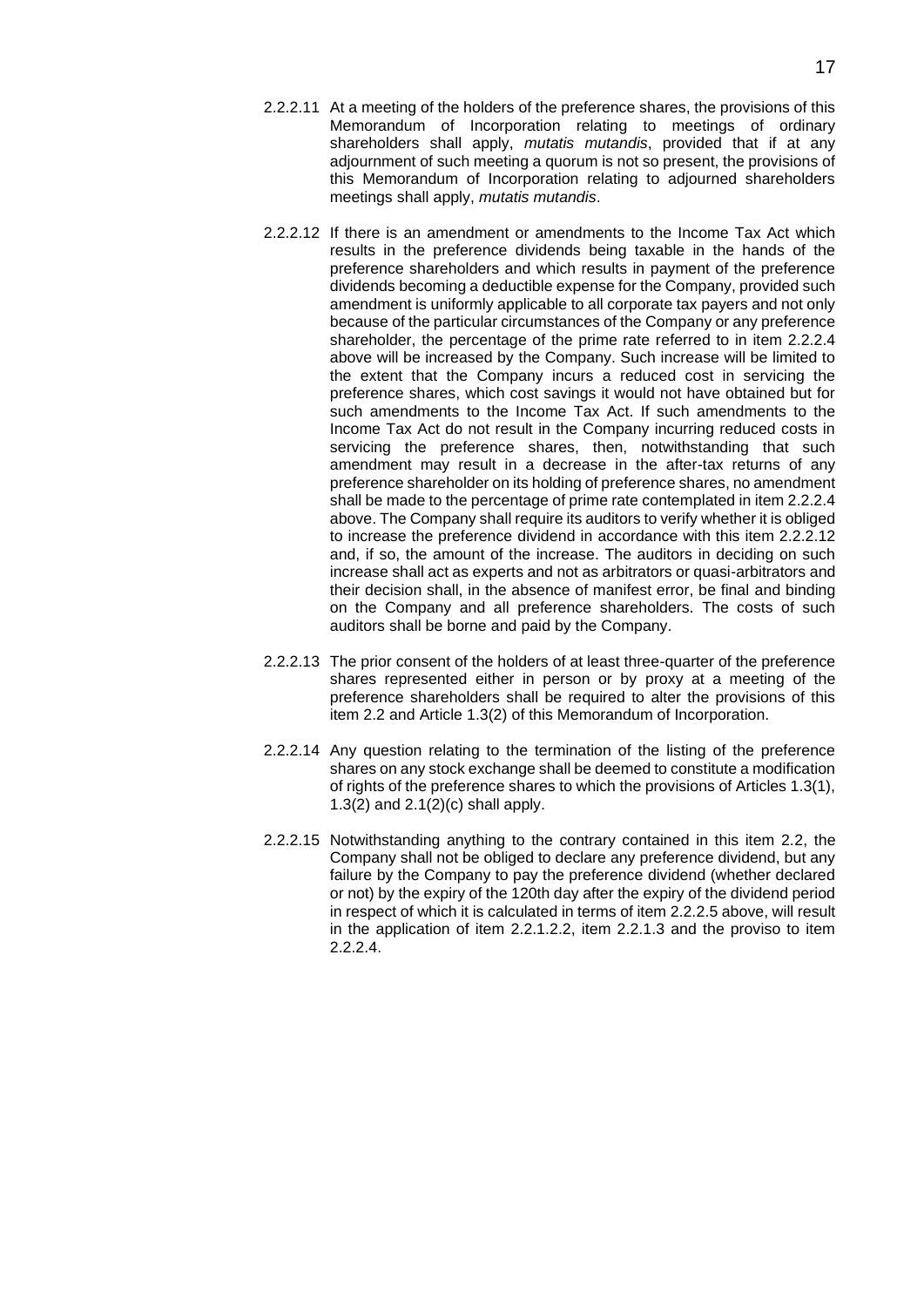2.2.2.11 At a meeting of the holders of the preference shares, the provisions of this Memorandum of Incorporation relating to meetings of ordinary shareholders shall apply, *mutatis mutandis*, provided that if at any adjournment of such meeting a quorum is not so present, the provisions of this Memorandum of Incorporation relating to adjourned shareholders meetings shall apply, *mutatis mutandis*.

2.2.2.12 If there is an amendment or amendments to the Income Tax Act which results in the preference dividends being taxable in the hands of the preference shareholders and which results in payment of the preference dividends becoming a deductible expense for the Company, provided such amendment is uniformly applicable to all corporate tax payers and not only because of the particular circumstances of the Company or any preference shareholder, the percentage of the prime rate referred to in item 2.2.2.4 above will be increased by the Company. Such increase will be limited to the extent that the Company incurs a reduced cost in servicing the preference shares, which cost savings it would not have obtained but for such amendments to the Income Tax Act. If such amendments to the Income Tax Act do not result in the Company incurring reduced costs in servicing the preference shares, then, notwithstanding that such amendment may result in a decrease in the after-tax returns of any preference shareholder on its holding of preference shares, no amendment shall be made to the percentage of prime rate contemplated in item 2.2.2.4 above. The Company shall require its auditors to verify whether it is obliged to increase the preference dividend in accordance with this item 2.2.2.12 and, if so, the amount of the increase. The auditors in deciding on such increase shall act as experts and not as arbitrators or quasi-arbitrators and their decision shall, in the absence of manifest error, be final and binding on the Company and all preference shareholders. The costs of such auditors shall be borne and paid by the Company.

2.2.2.13 The prior consent of the holders of at least three-quarter of the preference shares represented either in person or by proxy at a meeting of the preference shareholders shall be required to alter the provisions of this item 2.2 and Article 1.3(2) of this Memorandum of Incorporation.

2.2.2.14 Any question relating to the termination of the listing of the preference shares on any stock exchange shall be deemed to constitute a modification of rights of the preference shares to which the provisions of Articles 1.3(1), 1.3(2) and 2.1(2)(c) shall apply.

2.2.2.15 Notwithstanding anything to the contrary contained in this item 2.2, the Company shall not be obliged to declare any preference dividend, but any failure by the Company to pay the preference dividend (whether declared or not) by the expiry of the 120th day after the expiry of the dividend period in respect of which it is calculated in terms of item 2.2.2.5 above, will result in the application of item 2.2.1.2.2, item 2.2.1.3 and the proviso to item 2.2.2.4.